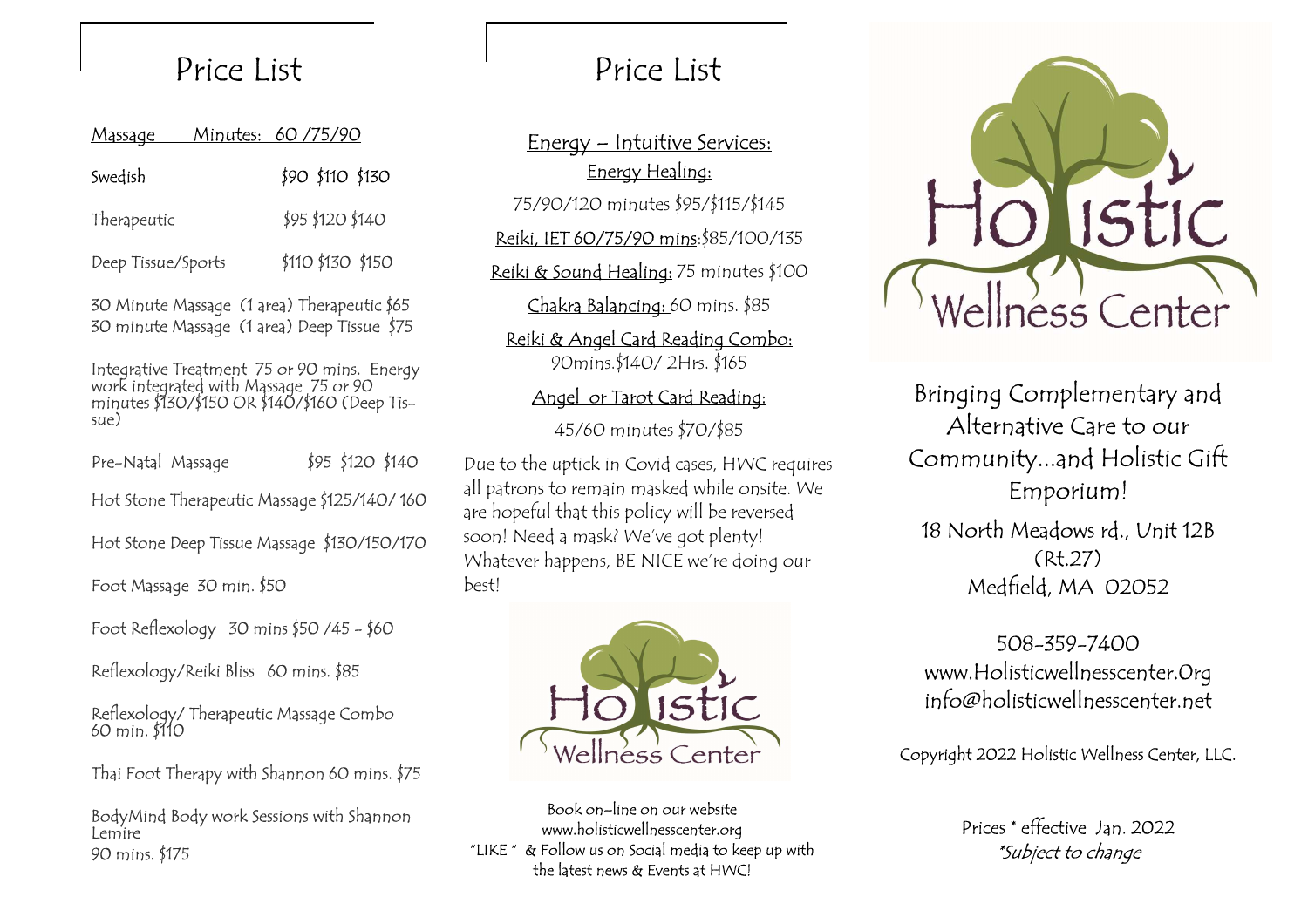# Price List

| Massage | Minutes: 60 /75/90 |
| --- | --- |
| Swedish | $90 $110 $130 |
| Therapeutic | $95 $120 $140 |
| Deep Tissue/Sports | $110 $130 $150 |

30 Minute Massage (1 area) Therapeutic $65
30 minute Massage (1 area) Deep Tissue $75

Integrative Treatment 75 or 90 mins. Energy work integrated with Massage 75 or 90 minutes $130/$150 OR $140/$160 (Deep Tissue)

Pre-Natal Massage $95 $120 $140

Hot Stone Therapeutic Massage $125/140/ 160

Hot Stone Deep Tissue Massage $130/150/170

Foot Massage 30 min. $50

Foot Reflexology 30 mins $50 /45 - $60

Reflexology/Reiki Bliss 60 mins. $85

Reflexology/ Therapeutic Massage Combo 60 min. $110

Thai Foot Therapy with Shannon 60 mins. $75

BodyMind Body work Sessions with Shannon Lemire
90 mins. $175

# Price List

## Energy – Intuitive Services:

**Energy Healing:**
75/90/120 minutes $95/$115/$145

**Reiki, IET 60/75/90 mins:** $85/100/135

**Reiki & Sound Healing:** 75 minutes $100

**Chakra Balancing:** 60 mins. $85

**Reiki & Angel Card Reading Combo:**
90mins.$140/ 2Hrs. $165

**Angel or Tarot Card Reading:**
45/60 minutes $70/$85

Due to the uptick in Covid cases, HWC requires all patrons to remain masked while onsite. We are hopeful that this policy will be reversed soon! Need a mask? We've got plenty! Whatever happens, BE NICE we're doing our best!

Holistic Wellness Center

Book on-line on our website
www.holisticwellnesscenter.org
"LIKE " & Follow us on Social media to keep up with the latest news & Events at HWC!

# Holistic Wellness Center

Bringing Complementary and Alternative Care to our Community...and Holistic Gift Emporium!

18 North Meadows rd., Unit 12B
(Rt.27)
Medfield, MA 02052

508-359-7400
www.Holisticwellnesscenter.Org
info@holisticwellnesscenter.net

Copyright 2022 Holistic Wellness Center, LLC.

Prices * effective Jan. 2022
*\*Subject to change*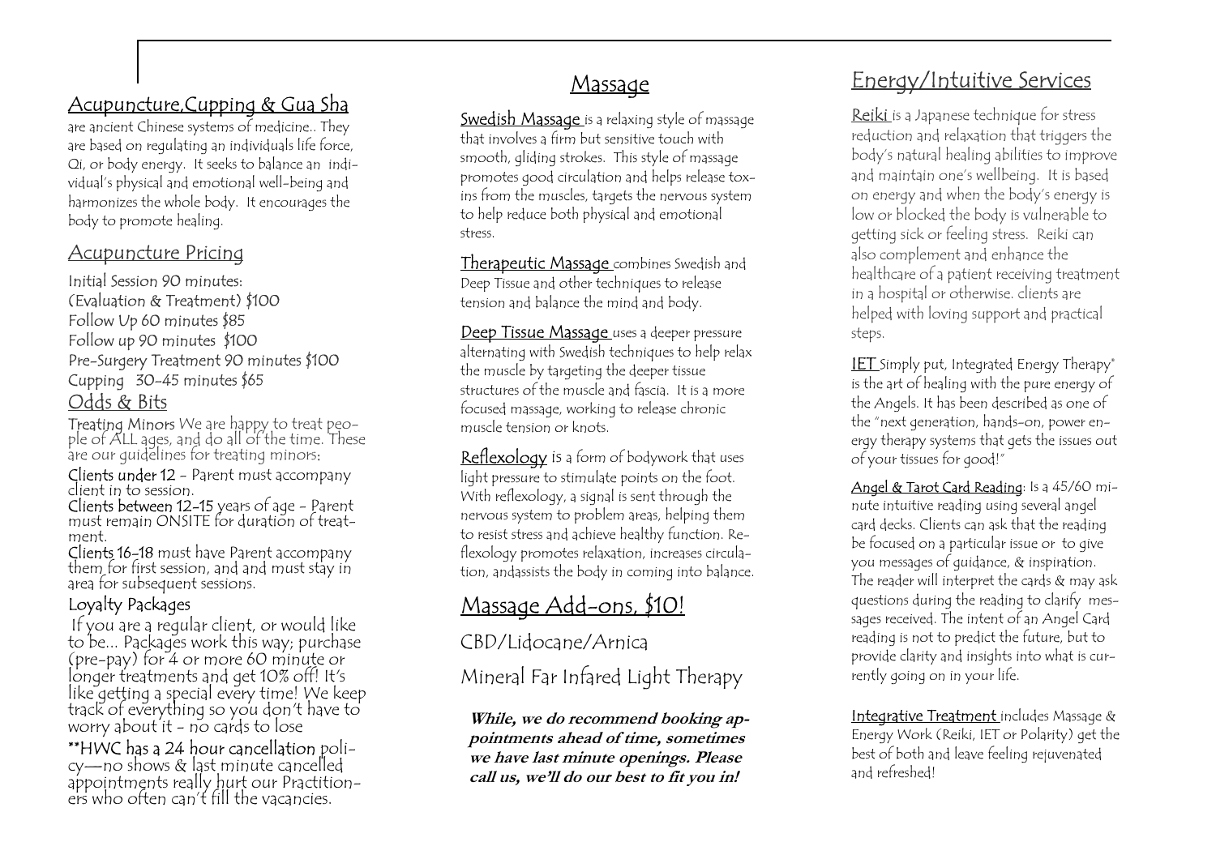## Acupuncture,Cupping & Gua Sha

are ancient Chinese systems of medicine.. They are based on regulating an individuals life force, Qi, or body energy. It seeks to balance an individual's physical and emotional well-being and harmonizes the whole body. It encourages the body to promote healing.

## Acupuncture Pricing

Initial Session 90 minutes:
(Evaluation & Treatment) $100
Follow Up 60 minutes $85
Follow up 90 minutes $100
Pre-Surgery Treatment 90 minutes $100
Cupping 30-45 minutes $65

## Odds & Bits

Treating Minors We are happy to treat people of ALL ages, and do all of the time. These are our guidelines for treating minors:

Clients under 12 - Parent must accompany client in to session.
Clients between 12-15 years of age - Parent must remain ONSITE for duration of treatment.
Clients 16-18 must have Parent accompany them for first session, and and must stay in area for subsequent sessions.

### Loyalty Packages

If you are a regular client, or would like to be... Packages work this way; purchase (pre-pay) for 4 or more 60 minute or longer treatments and get 10% off! It's like getting a special every time! We keep track of everything so you don't have to worry about it - no cards to lose

**HWC has a 24 hour cancellation policy—no shows & last minute cancelled appointments really hurt our Practitioners who often can't fill the vacancies.

## Massage

Swedish Massage is a relaxing style of massage that involves a firm but sensitive touch with smooth, gliding strokes. This style of massage promotes good circulation and helps release toxins from the muscles, targets the nervous system to help reduce both physical and emotional stress.

Therapeutic Massage combines Swedish and Deep Tissue and other techniques to release tension and balance the mind and body.

Deep Tissue Massage uses a deeper pressure alternating with Swedish techniques to help relax the muscle by targeting the deeper tissue structures of the muscle and fascia. It is a more focused massage, working to release chronic muscle tension or knots.

Reflexology is a form of bodywork that uses light pressure to stimulate points on the foot. With reflexology, a signal is sent through the nervous system to problem areas, helping them to resist stress and achieve healthy function. Reflexology promotes relaxation, increases circulation, andassists the body in coming into balance.

## Massage Add-ons, $10!

CBD/Lidocane/Arnica

Mineral Far Infared Light Therapy

***While, we do recommend booking appointments ahead of time, sometimes we have last minute openings. Please call us, we'll do our best to fit you in!***

## Energy/Intuitive Services

Reiki is a Japanese technique for stress reduction and relaxation that triggers the body's natural healing abilities to improve and maintain one's wellbeing. It is based on energy and when the body's energy is low or blocked the body is vulnerable to getting sick or feeling stress. Reiki can also complement and enhance the healthcare of a patient receiving treatment in a hospital or otherwise. clients are helped with loving support and practical steps.

IET Simply put, Integrated Energy Therapy® is the art of healing with the pure energy of the Angels. It has been described as one of the "next generation, hands-on, power energy therapy systems that gets the issues out of your tissues for good!"

Angel & Tarot Card Reading: Is a 45/60 minute intuitive reading using several angel card decks. Clients can ask that the reading be focused on a particular issue or to give you messages of guidance, & inspiration. The reader will interpret the cards & may ask questions during the reading to clarify messages received. The intent of an Angel Card reading is not to predict the future, but to provide clarity and insights into what is currently going on in your life.

Integrative Treatment includes Massage & Energy Work (Reiki, IET or Polarity) get the best of both and leave feeling rejuvenated and refreshed!